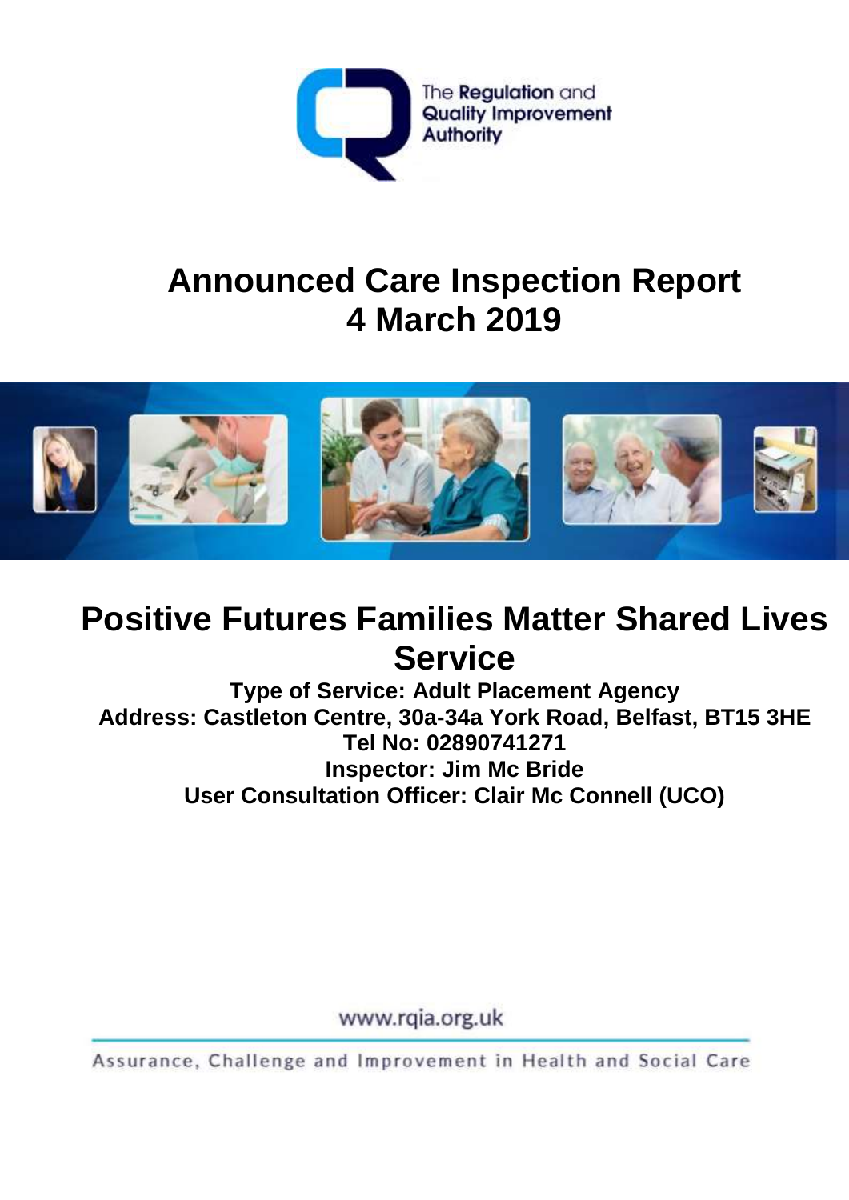The Regulation and Quality Improvement Authority

# Announced Care Inspection Report
# 4 March 2019

## Positive Futures Families Matter Shared Lives Service

**Type of Service: Adult Placement Agency**
**Address: Castleton Centre, 30a-34a York Road, Belfast, BT15 3HE**
**Tel No: 02890741271**
**Inspector: Jim Mc Bride**
**User Consultation Officer: Clair Mc Connell (UCO)**

www.rqia.org.uk

Assurance, Challenge and Improvement in Health and Social Care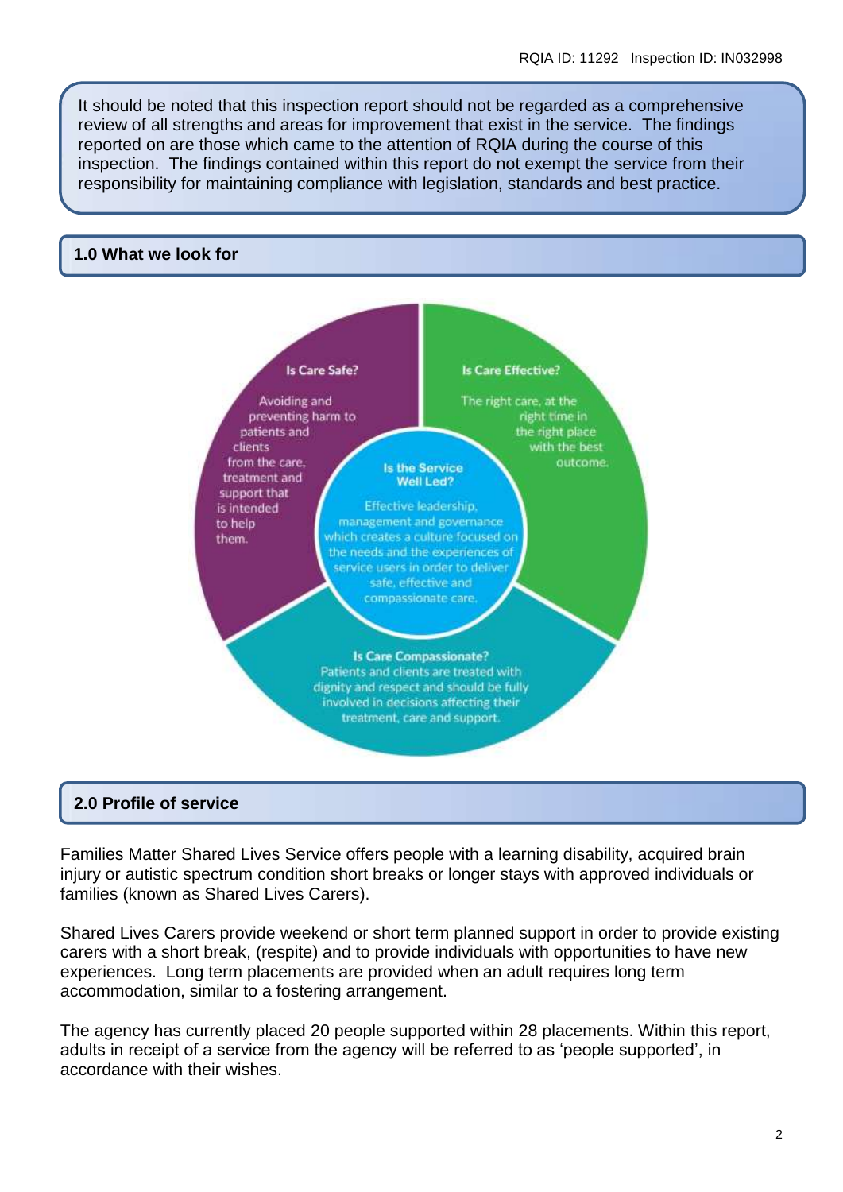It should be noted that this inspection report should not be regarded as a comprehensive review of all strengths and areas for improvement that exist in the service. The findings reported on are those which came to the attention of RQIA during the course of this inspection. The findings contained within this report do not exempt the service from their responsibility for maintaining compliance with legislation, standards and best practice.

## 1.0 What we look for

**Is Care Safe?**

Avoiding and preventing harm to patients and clients from the care, treatment and support that is intended to help them.

**Is Care Effective?**

The right care, at the right time in the right place with the best outcome.

**Is the Service Well Led?**

Effective leadership, management and governance which creates a culture focused on the needs and the experiences of service users in order to deliver safe, effective and compassionate care.

**Is Care Compassionate?**

Patients and clients are treated with dignity and respect and should be fully involved in decisions affecting their treatment, care and support.

## 2.0 Profile of service

Families Matter Shared Lives Service offers people with a learning disability, acquired brain injury or autistic spectrum condition short breaks or longer stays with approved individuals or families (known as Shared Lives Carers).

Shared Lives Carers provide weekend or short term planned support in order to provide existing carers with a short break, (respite) and to provide individuals with opportunities to have new experiences. Long term placements are provided when an adult requires long term accommodation, similar to a fostering arrangement.

The agency has currently placed 20 people supported within 28 placements. Within this report, adults in receipt of a service from the agency will be referred to as 'people supported', in accordance with their wishes.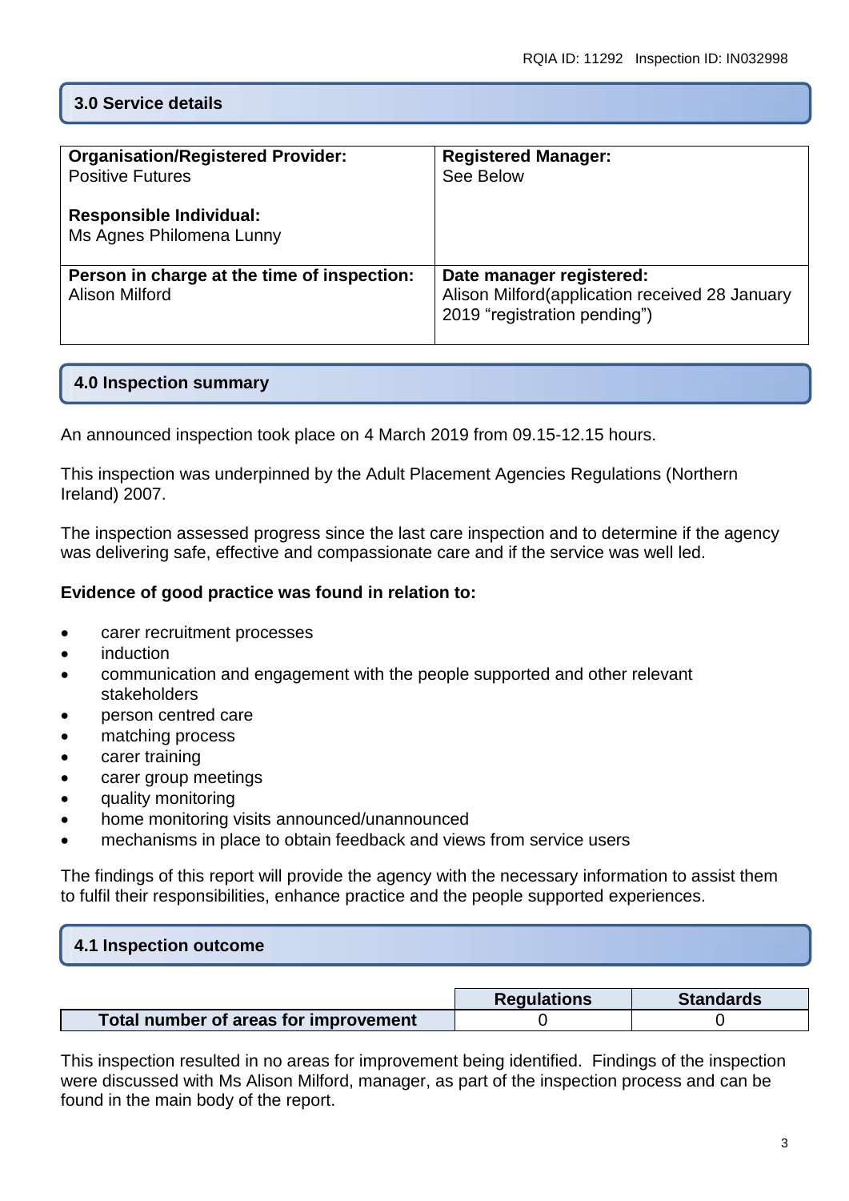## 3.0 Service details

| Organisation/Registered Provider: Positive Futures<br><br>Responsible Individual: Ms Agnes Philomena Lunny | Registered Manager: See Below |
|---|---|
| **Person in charge at the time of inspection:** Alison Milford | **Date manager registered:** Alison Milford(application received 28 January 2019 "registration pending") |

## 4.0 Inspection summary

An announced inspection took place on 4 March 2019 from 09.15-12.15 hours.

This inspection was underpinned by the Adult Placement Agencies Regulations (Northern Ireland) 2007.

The inspection assessed progress since the last care inspection and to determine if the agency was delivering safe, effective and compassionate care and if the service was well led.

**Evidence of good practice was found in relation to:**

- carer recruitment processes
- induction
- communication and engagement with the people supported and other relevant stakeholders
- person centred care
- matching process
- carer training
- carer group meetings
- quality monitoring
- home monitoring visits announced/unannounced
- mechanisms in place to obtain feedback and views from service users

The findings of this report will provide the agency with the necessary information to assist them to fulfil their responsibilities, enhance practice and the people supported experiences.

## 4.1 Inspection outcome

| | Regulations | Standards |
|---|---|---|
| **Total number of areas for improvement** | 0 | 0 |

This inspection resulted in no areas for improvement being identified. Findings of the inspection were discussed with Ms Alison Milford, manager, as part of the inspection process and can be found in the main body of the report.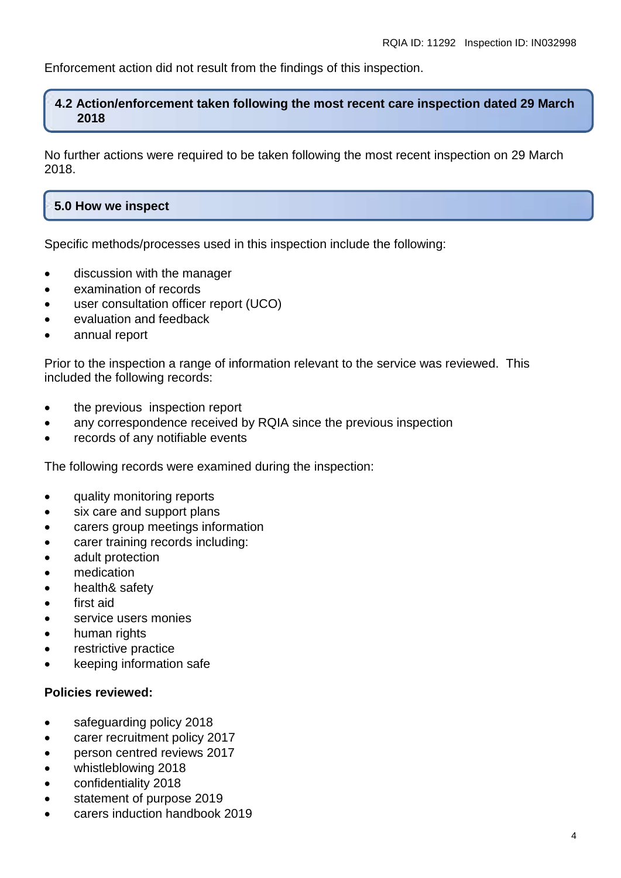Enforcement action did not result from the findings of this inspection.

## 4.2 Action/enforcement taken following the most recent care inspection dated 29 March 2018

No further actions were required to be taken following the most recent inspection on 29 March 2018.

## 5.0 How we inspect

Specific methods/processes used in this inspection include the following:

- discussion with the manager
- examination of records
- user consultation officer report (UCO)
- evaluation and feedback
- annual report

Prior to the inspection a range of information relevant to the service was reviewed. This included the following records:

- the previous inspection report
- any correspondence received by RQIA since the previous inspection
- records of any notifiable events

The following records were examined during the inspection:

- quality monitoring reports
- six care and support plans
- carers group meetings information
- carer training records including:
- adult protection
- medication
- health& safety
- first aid
- service users monies
- human rights
- restrictive practice
- keeping information safe

**Policies reviewed:**

- safeguarding policy 2018
- carer recruitment policy 2017
- person centred reviews 2017
- whistleblowing 2018
- confidentiality 2018
- statement of purpose 2019
- carers induction handbook 2019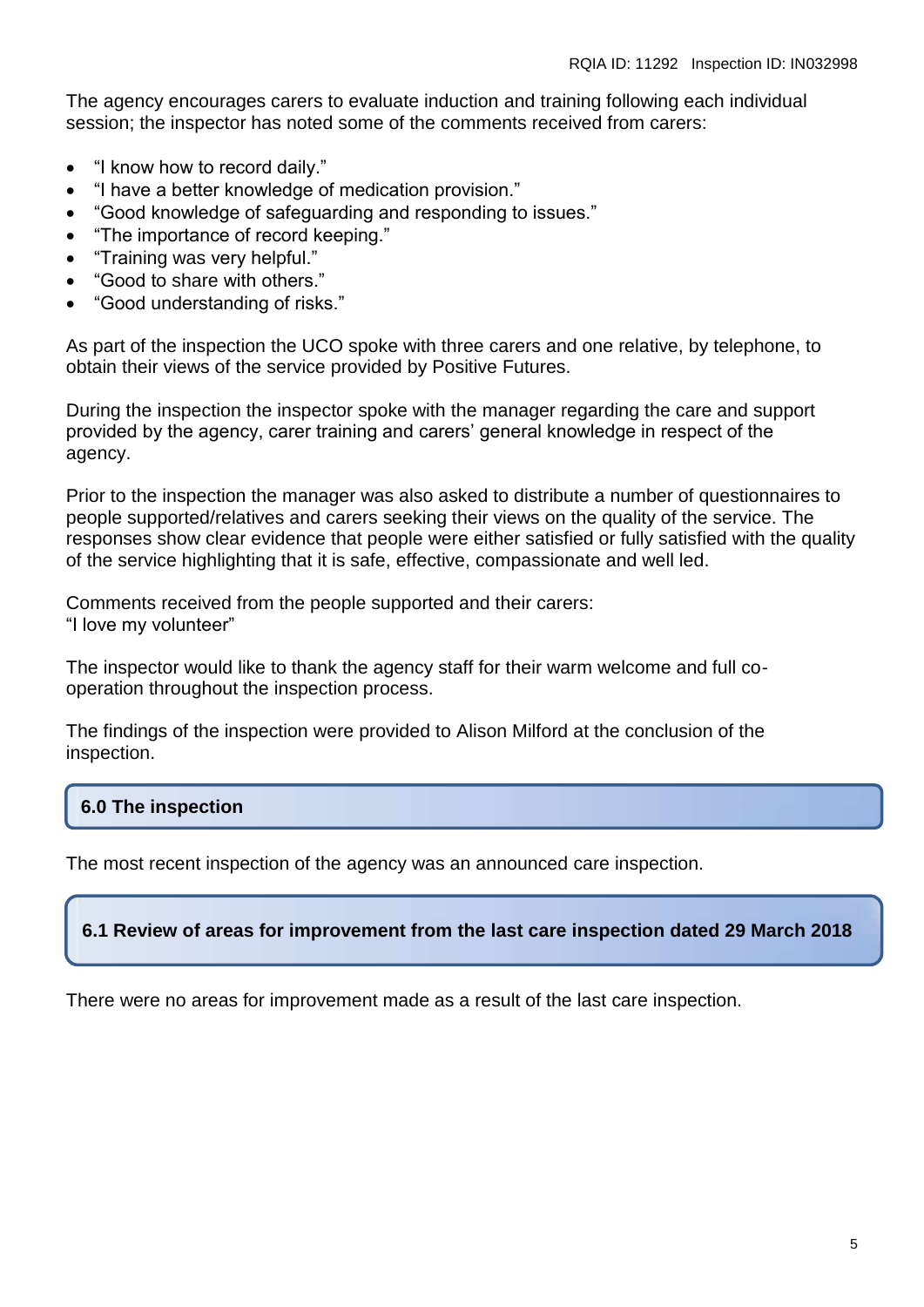The agency encourages carers to evaluate induction and training following each individual session; the inspector has noted some of the comments received from carers:

- "I know how to record daily."
- "I have a better knowledge of medication provision."
- "Good knowledge of safeguarding and responding to issues."
- "The importance of record keeping."
- "Training was very helpful."
- "Good to share with others."
- "Good understanding of risks."

As part of the inspection the UCO spoke with three carers and one relative, by telephone, to obtain their views of the service provided by Positive Futures.

During the inspection the inspector spoke with the manager regarding the care and support provided by the agency, carer training and carers' general knowledge in respect of the agency.

Prior to the inspection the manager was also asked to distribute a number of questionnaires to people supported/relatives and carers seeking their views on the quality of the service. The responses show clear evidence that people were either satisfied or fully satisfied with the quality of the service highlighting that it is safe, effective, compassionate and well led.

Comments received from the people supported and their carers:
"I love my volunteer"

The inspector would like to thank the agency staff for their warm welcome and full co-operation throughout the inspection process.

The findings of the inspection were provided to Alison Milford at the conclusion of the inspection.

## 6.0 The inspection

The most recent inspection of the agency was an announced care inspection.

### 6.1 Review of areas for improvement from the last care inspection dated 29 March 2018

There were no areas for improvement made as a result of the last care inspection.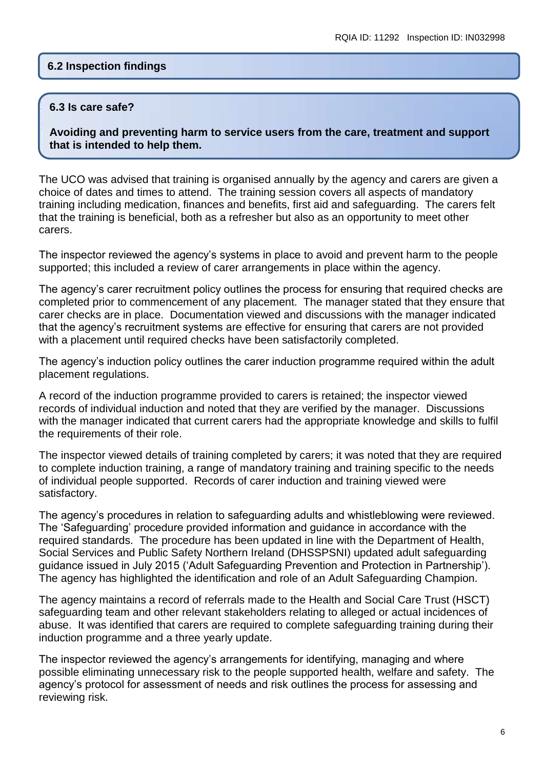## 6.2 Inspection findings

## 6.3 Is care safe?

**Avoiding and preventing harm to service users from the care, treatment and support that is intended to help them.**

The UCO was advised that training is organised annually by the agency and carers are given a choice of dates and times to attend. The training session covers all aspects of mandatory training including medication, finances and benefits, first aid and safeguarding. The carers felt that the training is beneficial, both as a refresher but also as an opportunity to meet other carers.

The inspector reviewed the agency's systems in place to avoid and prevent harm to the people supported; this included a review of carer arrangements in place within the agency.

The agency's carer recruitment policy outlines the process for ensuring that required checks are completed prior to commencement of any placement. The manager stated that they ensure that carer checks are in place. Documentation viewed and discussions with the manager indicated that the agency's recruitment systems are effective for ensuring that carers are not provided with a placement until required checks have been satisfactorily completed.

The agency's induction policy outlines the carer induction programme required within the adult placement regulations.

A record of the induction programme provided to carers is retained; the inspector viewed records of individual induction and noted that they are verified by the manager. Discussions with the manager indicated that current carers had the appropriate knowledge and skills to fulfil the requirements of their role.

The inspector viewed details of training completed by carers; it was noted that they are required to complete induction training, a range of mandatory training and training specific to the needs of individual people supported. Records of carer induction and training viewed were satisfactory.

The agency's procedures in relation to safeguarding adults and whistleblowing were reviewed. The 'Safeguarding' procedure provided information and guidance in accordance with the required standards. The procedure has been updated in line with the Department of Health, Social Services and Public Safety Northern Ireland (DHSSPSNI) updated adult safeguarding guidance issued in July 2015 ('Adult Safeguarding Prevention and Protection in Partnership'). The agency has highlighted the identification and role of an Adult Safeguarding Champion.

The agency maintains a record of referrals made to the Health and Social Care Trust (HSCT) safeguarding team and other relevant stakeholders relating to alleged or actual incidences of abuse. It was identified that carers are required to complete safeguarding training during their induction programme and a three yearly update.

The inspector reviewed the agency's arrangements for identifying, managing and where possible eliminating unnecessary risk to the people supported health, welfare and safety. The agency's protocol for assessment of needs and risk outlines the process for assessing and reviewing risk.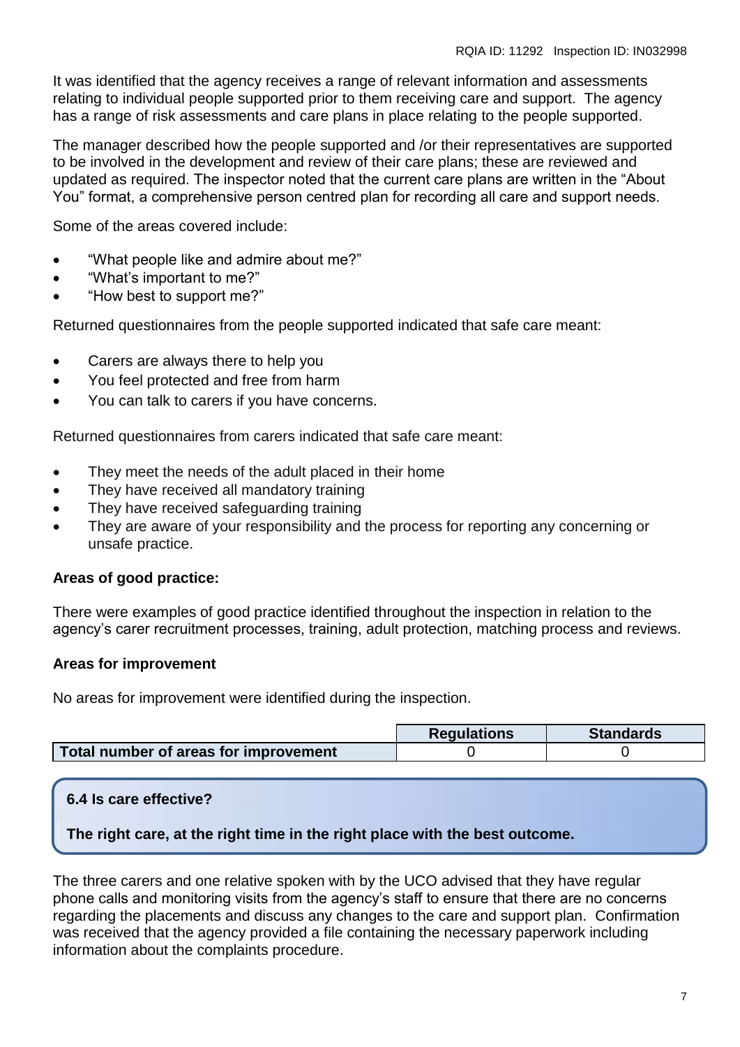It was identified that the agency receives a range of relevant information and assessments relating to individual people supported prior to them receiving care and support. The agency has a range of risk assessments and care plans in place relating to the people supported.

The manager described how the people supported and /or their representatives are supported to be involved in the development and review of their care plans; these are reviewed and updated as required. The inspector noted that the current care plans are written in the "About You" format, a comprehensive person centred plan for recording all care and support needs.

Some of the areas covered include:

- "What people like and admire about me?"
- "What's important to me?"
- "How best to support me?"

Returned questionnaires from the people supported indicated that safe care meant:

- Carers are always there to help you
- You feel protected and free from harm
- You can talk to carers if you have concerns.

Returned questionnaires from carers indicated that safe care meant:

- They meet the needs of the adult placed in their home
- They have received all mandatory training
- They have received safeguarding training
- They are aware of your responsibility and the process for reporting any concerning or unsafe practice.

**Areas of good practice:**

There were examples of good practice identified throughout the inspection in relation to the agency's carer recruitment processes, training, adult protection, matching process and reviews.

**Areas for improvement**

No areas for improvement were identified during the inspection.

| | Regulations | Standards |
|---|---|---|
| **Total number of areas for improvement** | 0 | 0 |

**6.4 Is care effective?**

**The right care, at the right time in the right place with the best outcome.**

The three carers and one relative spoken with by the UCO advised that they have regular phone calls and monitoring visits from the agency's staff to ensure that there are no concerns regarding the placements and discuss any changes to the care and support plan. Confirmation was received that the agency provided a file containing the necessary paperwork including information about the complaints procedure.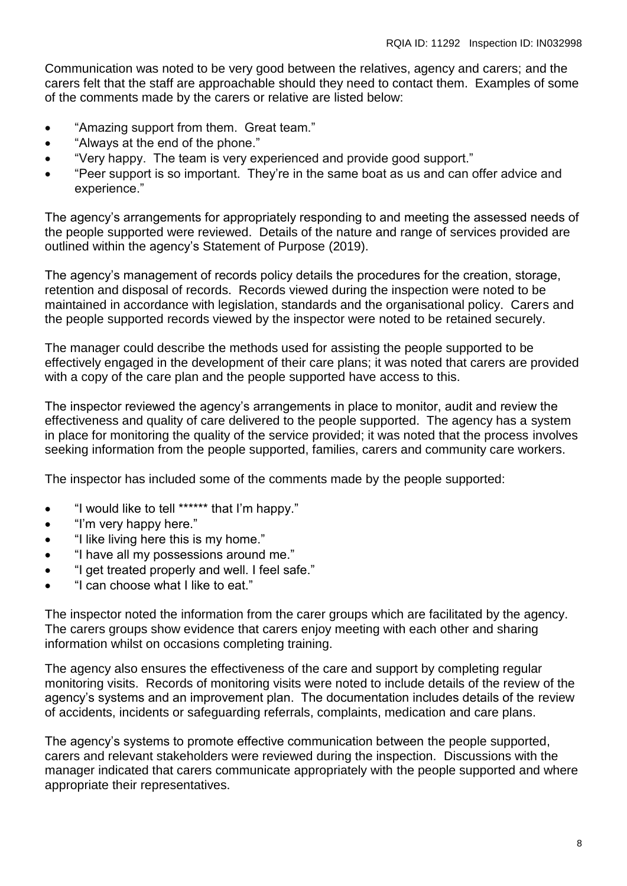Communication was noted to be very good between the relatives, agency and carers; and the carers felt that the staff are approachable should they need to contact them. Examples of some of the comments made by the carers or relative are listed below:

- "Amazing support from them. Great team."
- "Always at the end of the phone."
- "Very happy. The team is very experienced and provide good support."
- "Peer support is so important. They're in the same boat as us and can offer advice and experience."

The agency's arrangements for appropriately responding to and meeting the assessed needs of the people supported were reviewed. Details of the nature and range of services provided are outlined within the agency's Statement of Purpose (2019).

The agency's management of records policy details the procedures for the creation, storage, retention and disposal of records. Records viewed during the inspection were noted to be maintained in accordance with legislation, standards and the organisational policy. Carers and the people supported records viewed by the inspector were noted to be retained securely.

The manager could describe the methods used for assisting the people supported to be effectively engaged in the development of their care plans; it was noted that carers are provided with a copy of the care plan and the people supported have access to this.

The inspector reviewed the agency's arrangements in place to monitor, audit and review the effectiveness and quality of care delivered to the people supported. The agency has a system in place for monitoring the quality of the service provided; it was noted that the process involves seeking information from the people supported, families, carers and community care workers.

The inspector has included some of the comments made by the people supported:

- "I would like to tell ****** that I'm happy."
- "I'm very happy here."
- "I like living here this is my home."
- "I have all my possessions around me."
- "I get treated properly and well. I feel safe."
- "I can choose what I like to eat."

The inspector noted the information from the carer groups which are facilitated by the agency. The carers groups show evidence that carers enjoy meeting with each other and sharing information whilst on occasions completing training.

The agency also ensures the effectiveness of the care and support by completing regular monitoring visits. Records of monitoring visits were noted to include details of the review of the agency's systems and an improvement plan. The documentation includes details of the review of accidents, incidents or safeguarding referrals, complaints, medication and care plans.

The agency's systems to promote effective communication between the people supported, carers and relevant stakeholders were reviewed during the inspection. Discussions with the manager indicated that carers communicate appropriately with the people supported and where appropriate their representatives.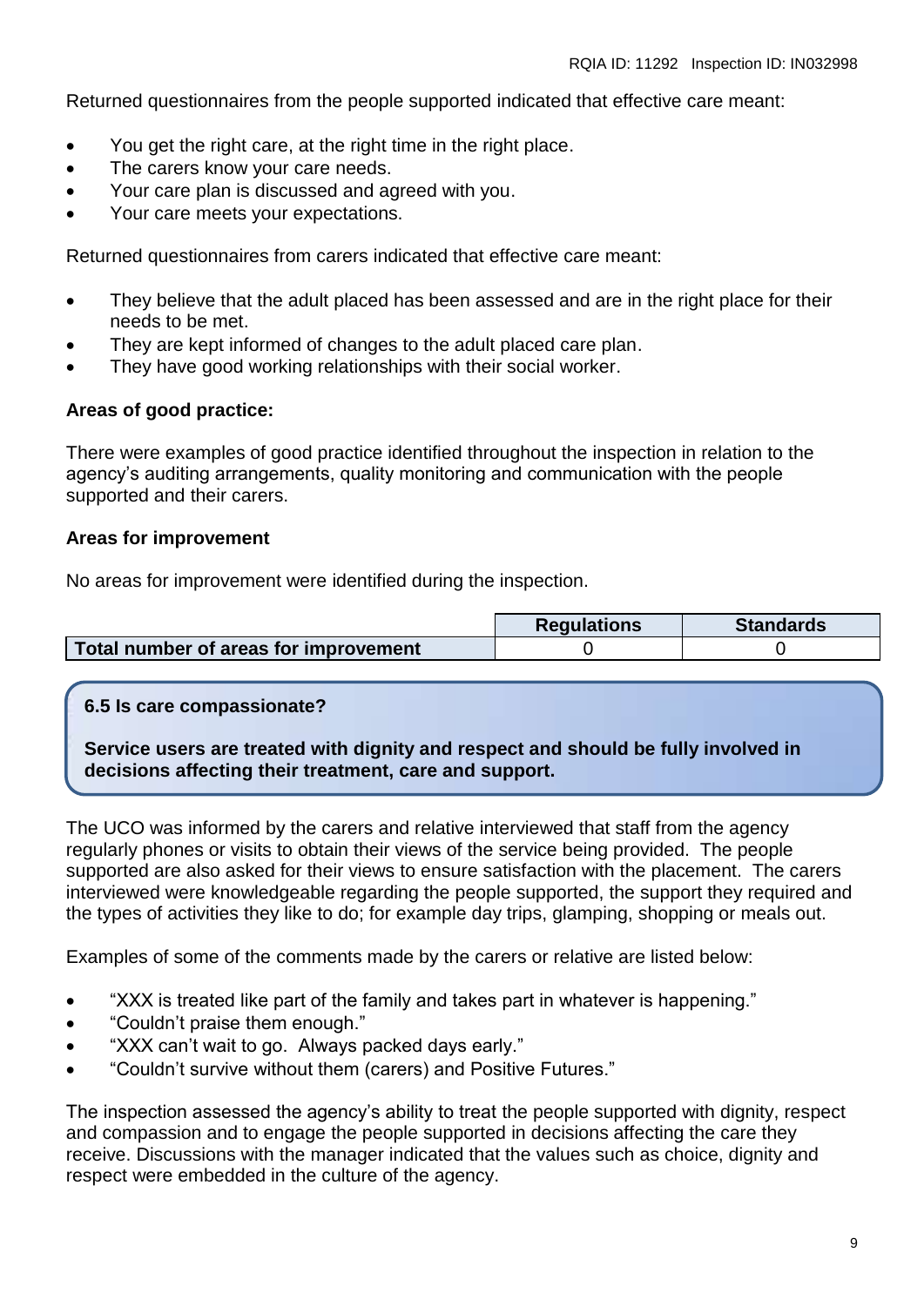Returned questionnaires from the people supported indicated that effective care meant:

- You get the right care, at the right time in the right place.
- The carers know your care needs.
- Your care plan is discussed and agreed with you.
- Your care meets your expectations.

Returned questionnaires from carers indicated that effective care meant:

- They believe that the adult placed has been assessed and are in the right place for their needs to be met.
- They are kept informed of changes to the adult placed care plan.
- They have good working relationships with their social worker.

**Areas of good practice:**

There were examples of good practice identified throughout the inspection in relation to the agency's auditing arrangements, quality monitoring and communication with the people supported and their carers.

**Areas for improvement**

No areas for improvement were identified during the inspection.

| | Regulations | Standards |
|---|---|---|
| **Total number of areas for improvement** | 0 | 0 |

**6.5 Is care compassionate?**

**Service users are treated with dignity and respect and should be fully involved in decisions affecting their treatment, care and support.**

The UCO was informed by the carers and relative interviewed that staff from the agency regularly phones or visits to obtain their views of the service being provided. The people supported are also asked for their views to ensure satisfaction with the placement. The carers interviewed were knowledgeable regarding the people supported, the support they required and the types of activities they like to do; for example day trips, glamping, shopping or meals out.

Examples of some of the comments made by the carers or relative are listed below:

- "XXX is treated like part of the family and takes part in whatever is happening."
- "Couldn't praise them enough."
- "XXX can't wait to go. Always packed days early."
- "Couldn't survive without them (carers) and Positive Futures."

The inspection assessed the agency's ability to treat the people supported with dignity, respect and compassion and to engage the people supported in decisions affecting the care they receive. Discussions with the manager indicated that the values such as choice, dignity and respect were embedded in the culture of the agency.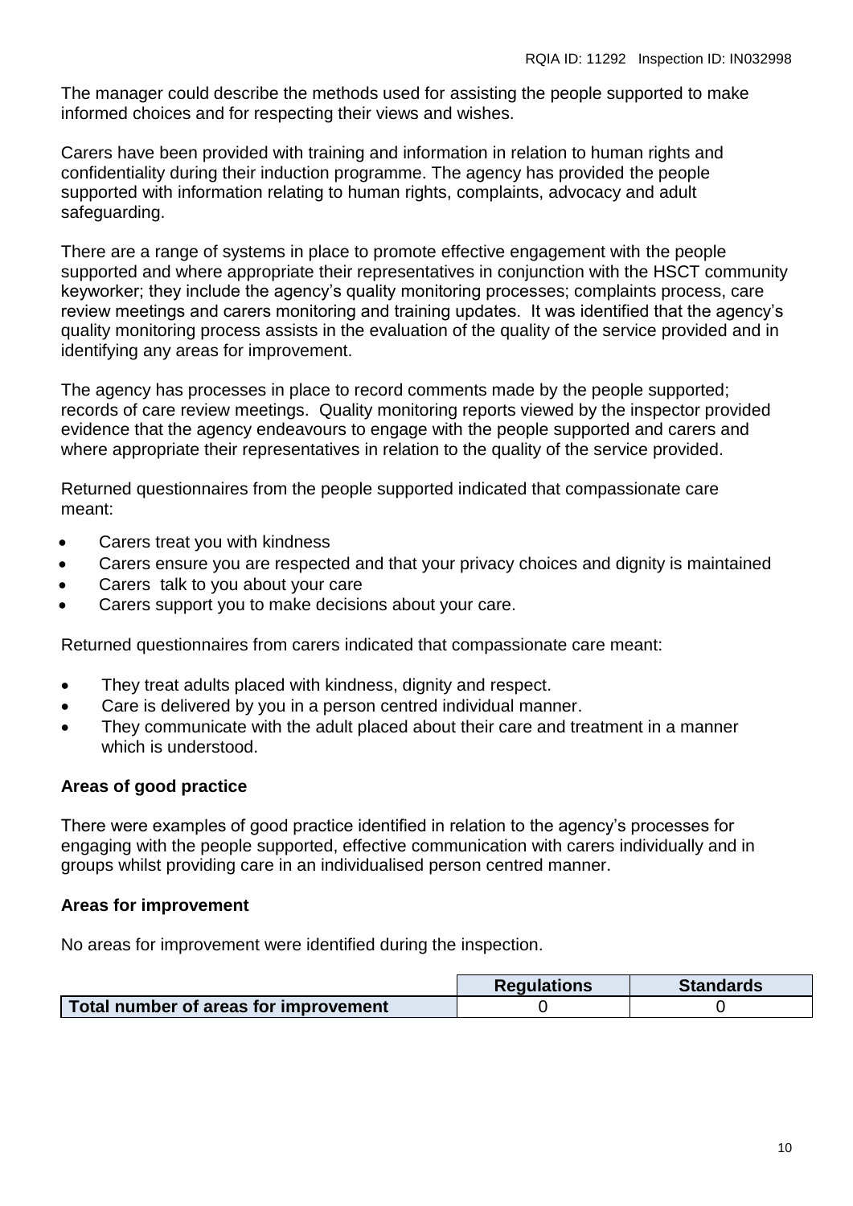The manager could describe the methods used for assisting the people supported to make informed choices and for respecting their views and wishes.

Carers have been provided with training and information in relation to human rights and confidentiality during their induction programme. The agency has provided the people supported with information relating to human rights, complaints, advocacy and adult safeguarding.

There are a range of systems in place to promote effective engagement with the people supported and where appropriate their representatives in conjunction with the HSCT community keyworker; they include the agency's quality monitoring processes; complaints process, care review meetings and carers monitoring and training updates. It was identified that the agency's quality monitoring process assists in the evaluation of the quality of the service provided and in identifying any areas for improvement.

The agency has processes in place to record comments made by the people supported; records of care review meetings. Quality monitoring reports viewed by the inspector provided evidence that the agency endeavours to engage with the people supported and carers and where appropriate their representatives in relation to the quality of the service provided.

Returned questionnaires from the people supported indicated that compassionate care meant:

- Carers treat you with kindness
- Carers ensure you are respected and that your privacy choices and dignity is maintained
- Carers talk to you about your care
- Carers support you to make decisions about your care.

Returned questionnaires from carers indicated that compassionate care meant:

- They treat adults placed with kindness, dignity and respect.
- Care is delivered by you in a person centred individual manner.
- They communicate with the adult placed about their care and treatment in a manner which is understood.

**Areas of good practice**

There were examples of good practice identified in relation to the agency's processes for engaging with the people supported, effective communication with carers individually and in groups whilst providing care in an individualised person centred manner.

**Areas for improvement**

No areas for improvement were identified during the inspection.

| | Regulations | Standards |
|---|---|---|
| **Total number of areas for improvement** | 0 | 0 |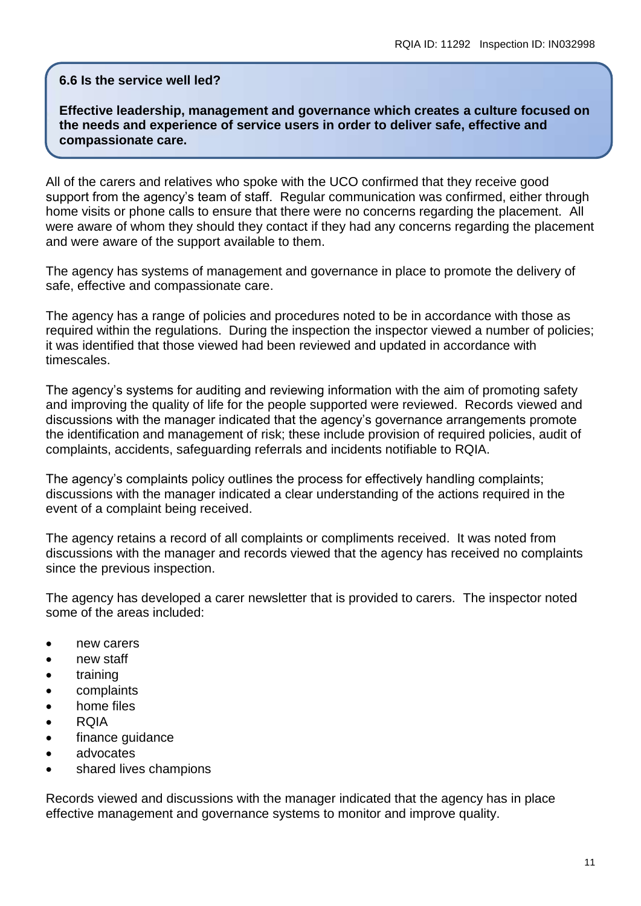### 6.6 Is the service well led?

**Effective leadership, management and governance which creates a culture focused on the needs and experience of service users in order to deliver safe, effective and compassionate care.**

All of the carers and relatives who spoke with the UCO confirmed that they receive good support from the agency's team of staff. Regular communication was confirmed, either through home visits or phone calls to ensure that there were no concerns regarding the placement. All were aware of whom they should they contact if they had any concerns regarding the placement and were aware of the support available to them.

The agency has systems of management and governance in place to promote the delivery of safe, effective and compassionate care.

The agency has a range of policies and procedures noted to be in accordance with those as required within the regulations. During the inspection the inspector viewed a number of policies; it was identified that those viewed had been reviewed and updated in accordance with timescales.

The agency's systems for auditing and reviewing information with the aim of promoting safety and improving the quality of life for the people supported were reviewed. Records viewed and discussions with the manager indicated that the agency's governance arrangements promote the identification and management of risk; these include provision of required policies, audit of complaints, accidents, safeguarding referrals and incidents notifiable to RQIA.

The agency's complaints policy outlines the process for effectively handling complaints; discussions with the manager indicated a clear understanding of the actions required in the event of a complaint being received.

The agency retains a record of all complaints or compliments received. It was noted from discussions with the manager and records viewed that the agency has received no complaints since the previous inspection.

The agency has developed a carer newsletter that is provided to carers. The inspector noted some of the areas included:

- new carers
- new staff
- training
- complaints
- home files
- RQIA
- finance guidance
- advocates
- shared lives champions

Records viewed and discussions with the manager indicated that the agency has in place effective management and governance systems to monitor and improve quality.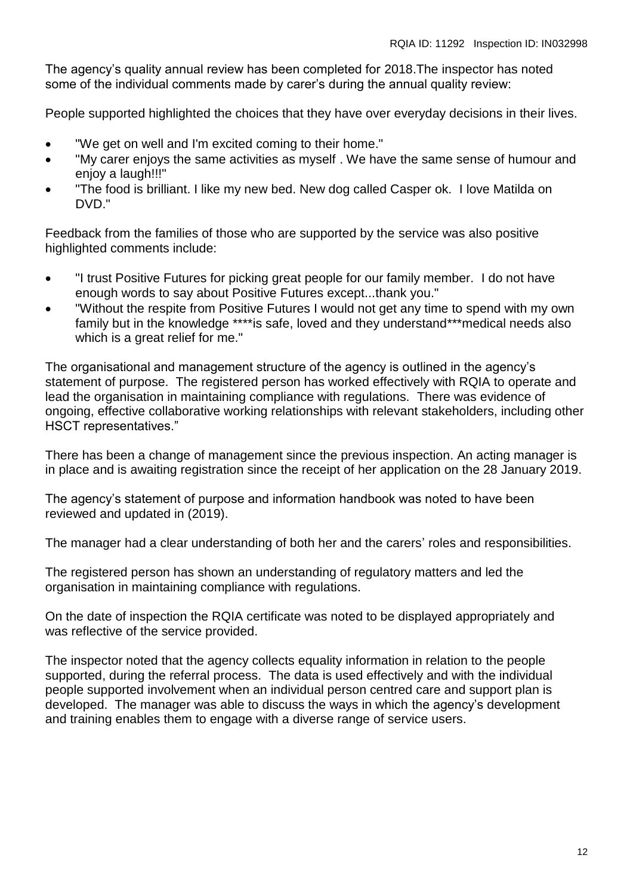The agency's quality annual review has been completed for 2018.The inspector has noted some of the individual comments made by carer's during the annual quality review:

People supported highlighted the choices that they have over everyday decisions in their lives.

- "We get on well and I'm excited coming to their home."
- "My carer enjoys the same activities as myself . We have the same sense of humour and enjoy a laugh!!!"
- "The food is brilliant. I like my new bed. New dog called Casper ok. I love Matilda on DVD."

Feedback from the families of those who are supported by the service was also positive highlighted comments include:

- "I trust Positive Futures for picking great people for our family member. I do not have enough words to say about Positive Futures except...thank you."
- "Without the respite from Positive Futures I would not get any time to spend with my own family but in the knowledge ****is safe, loved and they understand***medical needs also which is a great relief for me."

The organisational and management structure of the agency is outlined in the agency's statement of purpose. The registered person has worked effectively with RQIA to operate and lead the organisation in maintaining compliance with regulations. There was evidence of ongoing, effective collaborative working relationships with relevant stakeholders, including other HSCT representatives."

There has been a change of management since the previous inspection. An acting manager is in place and is awaiting registration since the receipt of her application on the 28 January 2019.

The agency's statement of purpose and information handbook was noted to have been reviewed and updated in (2019).

The manager had a clear understanding of both her and the carers' roles and responsibilities.

The registered person has shown an understanding of regulatory matters and led the organisation in maintaining compliance with regulations.

On the date of inspection the RQIA certificate was noted to be displayed appropriately and was reflective of the service provided.

The inspector noted that the agency collects equality information in relation to the people supported, during the referral process. The data is used effectively and with the individual people supported involvement when an individual person centred care and support plan is developed. The manager was able to discuss the ways in which the agency's development and training enables them to engage with a diverse range of service users.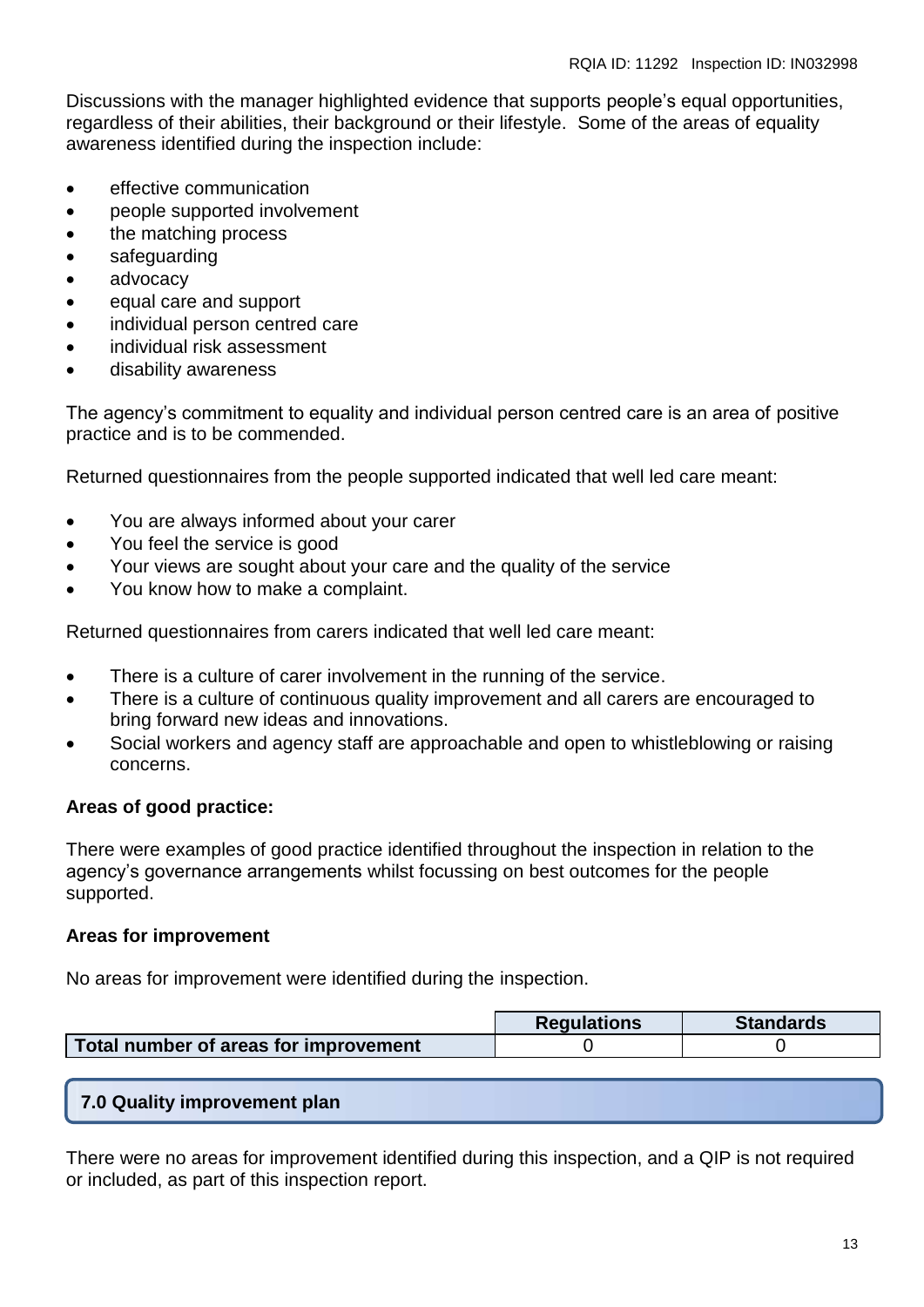Discussions with the manager highlighted evidence that supports people's equal opportunities, regardless of their abilities, their background or their lifestyle. Some of the areas of equality awareness identified during the inspection include:

- effective communication
- people supported involvement
- the matching process
- safeguarding
- advocacy
- equal care and support
- individual person centred care
- individual risk assessment
- disability awareness

The agency's commitment to equality and individual person centred care is an area of positive practice and is to be commended.

Returned questionnaires from the people supported indicated that well led care meant:

- You are always informed about your carer
- You feel the service is good
- Your views are sought about your care and the quality of the service
- You know how to make a complaint.

Returned questionnaires from carers indicated that well led care meant:

- There is a culture of carer involvement in the running of the service.
- There is a culture of continuous quality improvement and all carers are encouraged to bring forward new ideas and innovations.
- Social workers and agency staff are approachable and open to whistleblowing or raising concerns.

**Areas of good practice:**

There were examples of good practice identified throughout the inspection in relation to the agency's governance arrangements whilst focussing on best outcomes for the people supported.

**Areas for improvement**

No areas for improvement were identified during the inspection.

| | Regulations | Standards |
|---|---|---|
| **Total number of areas for improvement** | 0 | 0 |

## 7.0 Quality improvement plan

There were no areas for improvement identified during this inspection, and a QIP is not required or included, as part of this inspection report.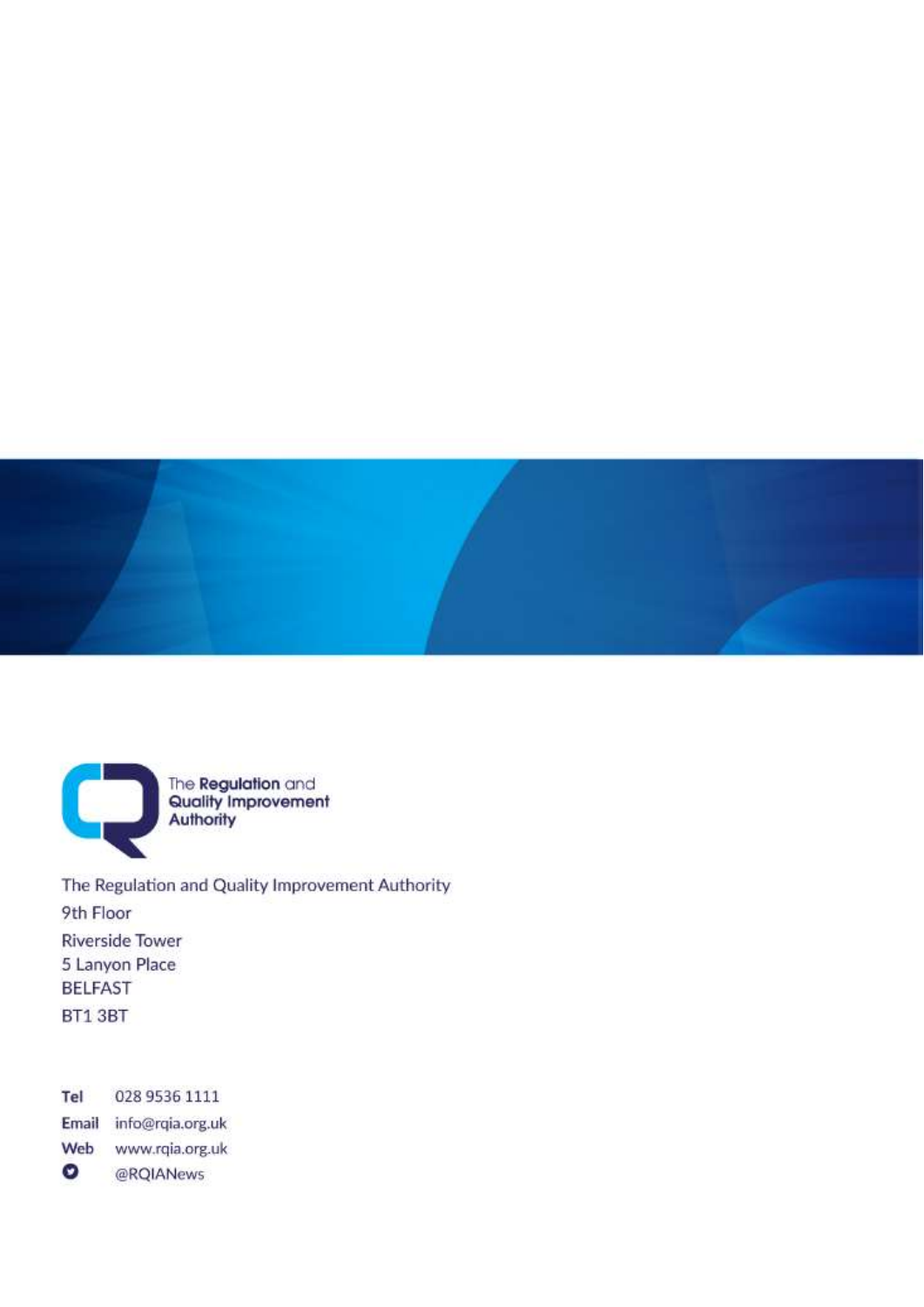The Regulation and Quality Improvement Authority

The Regulation and Quality Improvement Authority
9th Floor
Riverside Tower
5 Lanyon Place
BELFAST
BT1 3BT

**Tel** 028 9536 1111
**Email** info@rqia.org.uk
**Web** www.rqia.org.uk
@RQIANews